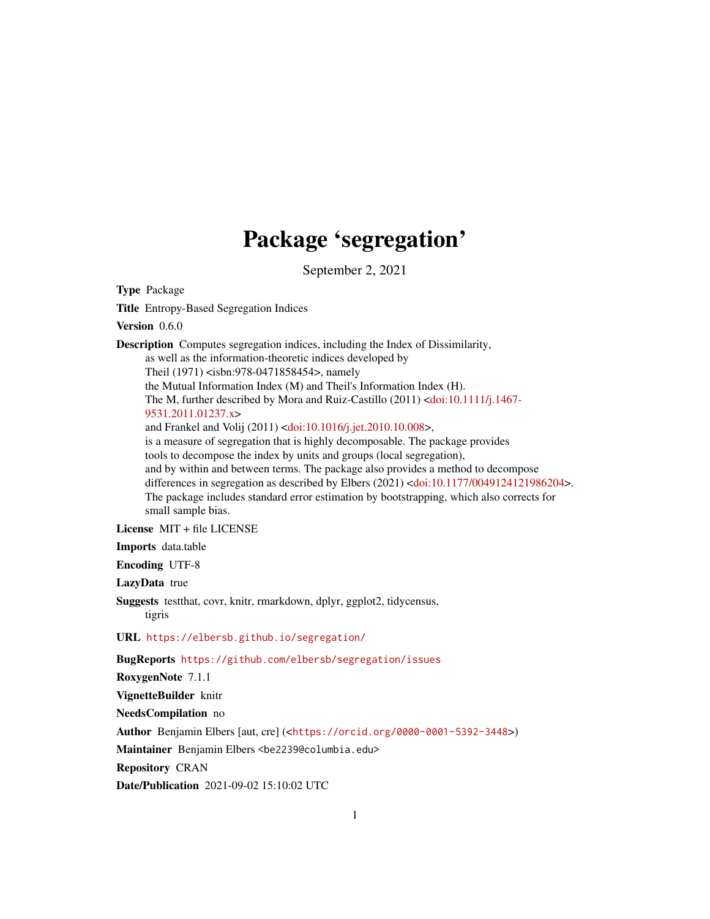# Package 'segregation'

September 2, 2021

**Type** Package

**Title** Entropy-Based Segregation Indices

**Version** 0.6.0

**Description** Computes segregation indices, including the Index of Dissimilarity, as well as the information-theoretic indices developed by Theil (1971) <isbn:978-0471858454>, namely the Mutual Information Index (M) and Theil's Information Index (H). The M, further described by Mora and Ruiz-Castillo (2011) <doi:10.1111/j.1467-9531.2011.01237.x> and Frankel and Volij (2011) <doi:10.1016/j.jet.2010.10.008>, is a measure of segregation that is highly decomposable. The package provides tools to decompose the index by units and groups (local segregation), and by within and between terms. The package also provides a method to decompose differences in segregation as described by Elbers (2021) <doi:10.1177/0049124121986204>. The package includes standard error estimation by bootstrapping, which also corrects for small sample bias.

**License** MIT + file LICENSE

**Imports** data.table

**Encoding** UTF-8

**LazyData** true

**Suggests** testthat, covr, knitr, rmarkdown, dplyr, ggplot2, tidycensus, tigris

**URL** https://elbersb.github.io/segregation/

**BugReports** https://github.com/elbersb/segregation/issues

**RoxygenNote** 7.1.1

**VignetteBuilder** knitr

**NeedsCompilation** no

**Author** Benjamin Elbers [aut, cre] (<https://orcid.org/0000-0001-5392-3448>)

**Maintainer** Benjamin Elbers <be2239@columbia.edu>

**Repository** CRAN

**Date/Publication** 2021-09-02 15:10:02 UTC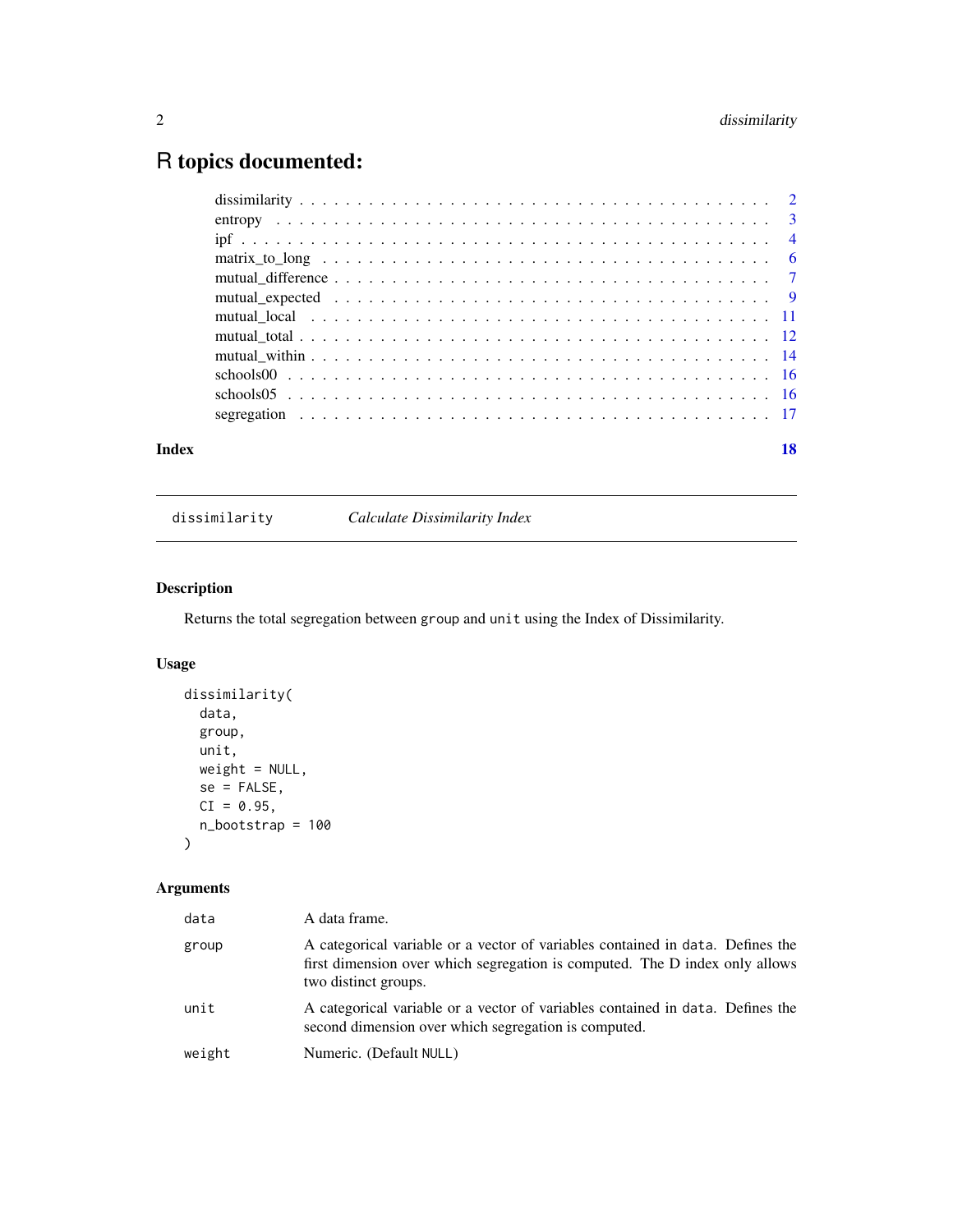# R topics documented:

| | |
|---|---|
| dissimilarity | 2 |
| entropy | 3 |
| ipf | 4 |
| matrix_to_long | 6 |
| mutual_difference | 7 |
| mutual_expected | 9 |
| mutual_local | 11 |
| mutual_total | 12 |
| mutual_within | 14 |
| schools00 | 16 |
| schools05 | 16 |
| segregation | 17 |

**Index** 18

---

`dissimilarity` *Calculate Dissimilarity Index*

---

## Description

Returns the total segregation between `group` and `unit` using the Index of Dissimilarity.

## Usage

```
dissimilarity(
  data,
  group,
  unit,
  weight = NULL,
  se = FALSE,
  CI = 0.95,
  n_bootstrap = 100
)
```

## Arguments

| | |
|---|---|
| `data` | A data frame. |
| `group` | A categorical variable or a vector of variables contained in `data`. Defines the first dimension over which segregation is computed. The D index only allows two distinct groups. |
| `unit` | A categorical variable or a vector of variables contained in `data`. Defines the second dimension over which segregation is computed. |
| `weight` | Numeric. (Default `NULL`) |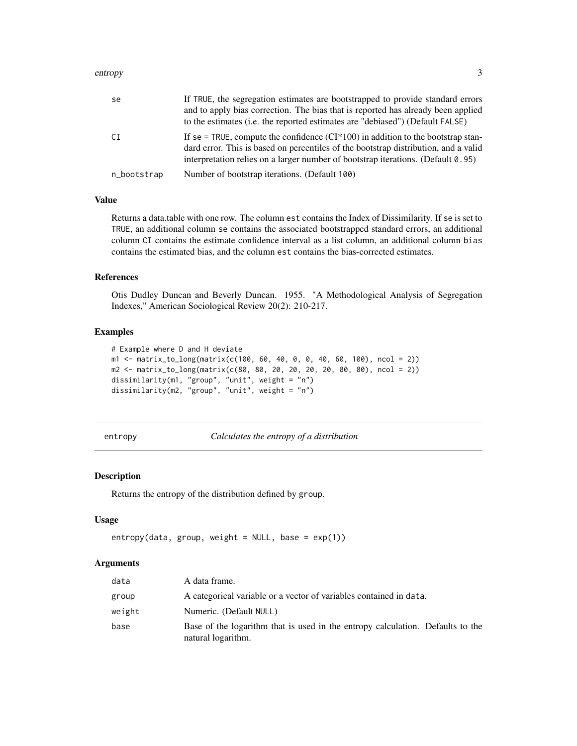| | |
|---|---|
| se | If TRUE, the segregation estimates are bootstrapped to provide standard errors and to apply bias correction. The bias that is reported has already been applied to the estimates (i.e. the reported estimates are "debiased") (Default FALSE) |
| CI | If se = TRUE, compute the confidence (CI*100) in addition to the bootstrap standard error. This is based on percentiles of the bootstrap distribution, and a valid interpretation relies on a larger number of bootstrap iterations. (Default 0.95) |
| n_bootstrap | Number of bootstrap iterations. (Default 100) |

### Value

Returns a data.table with one row. The column est contains the Index of Dissimilarity. If se is set to TRUE, an additional column se contains the associated bootstrapped standard errors, an additional column CI contains the estimate confidence interval as a list column, an additional column bias contains the estimated bias, and the column est contains the bias-corrected estimates.

### References

Otis Dudley Duncan and Beverly Duncan. 1955. "A Methodological Analysis of Segregation Indexes," American Sociological Review 20(2): 210-217.

### Examples

```
# Example where D and H deviate
m1 <- matrix_to_long(matrix(c(100, 60, 40, 0, 0, 40, 60, 100), ncol = 2))
m2 <- matrix_to_long(matrix(c(80, 80, 20, 20, 20, 20, 80, 80), ncol = 2))
dissimilarity(m1, "group", "unit", weight = "n")
dissimilarity(m2, "group", "unit", weight = "n")
```

---

## entropy — *Calculates the entropy of a distribution*

### Description

Returns the entropy of the distribution defined by group.

### Usage

```
entropy(data, group, weight = NULL, base = exp(1))
```

### Arguments

| | |
|---|---|
| data | A data frame. |
| group | A categorical variable or a vector of variables contained in data. |
| weight | Numeric. (Default NULL) |
| base | Base of the logarithm that is used in the entropy calculation. Defaults to the natural logarithm. |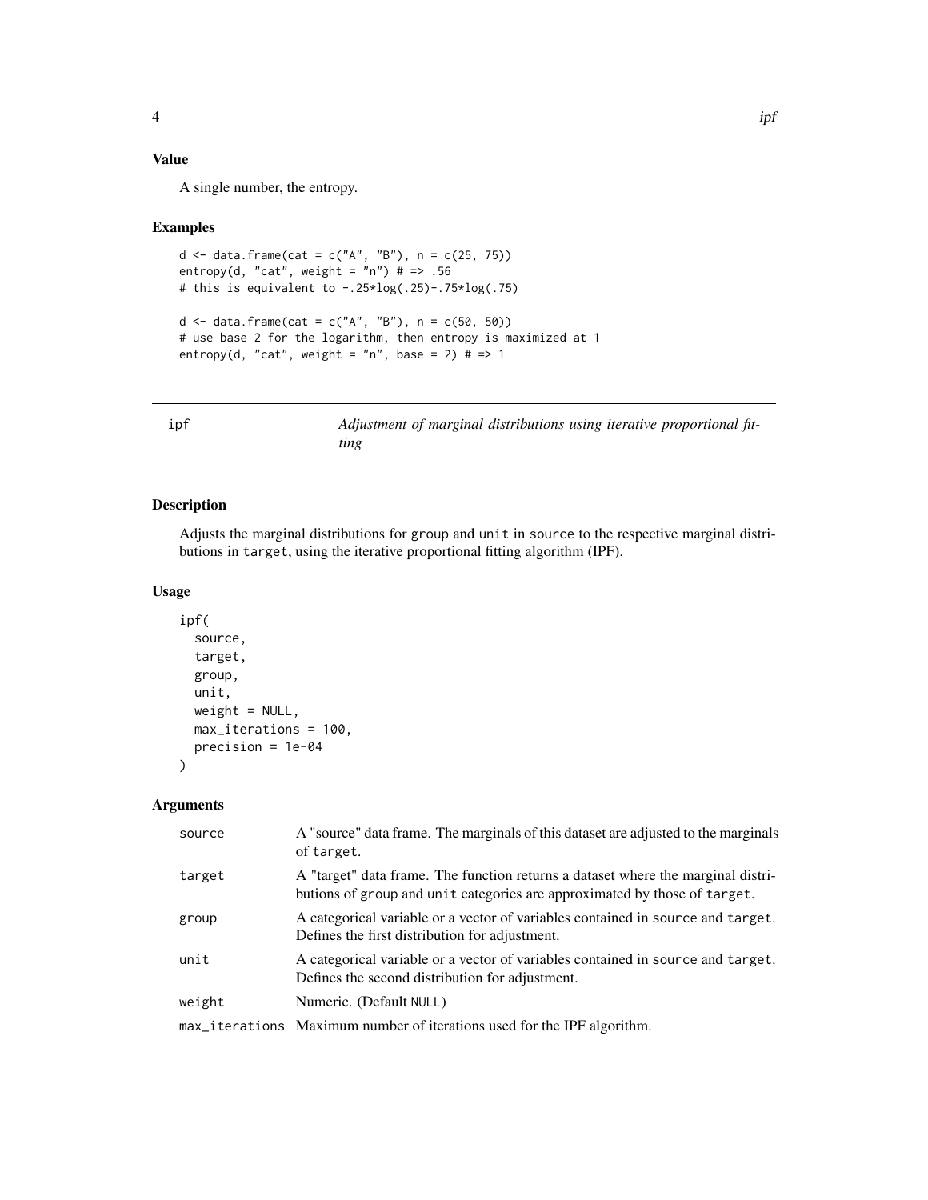### Value

A single number, the entropy.

### Examples

```
d <- data.frame(cat = c("A", "B"), n = c(25, 75))
entropy(d, "cat", weight = "n") # => .56
# this is equivalent to -.25*log(.25)-.75*log(.75)

d <- data.frame(cat = c("A", "B"), n = c(50, 50))
# use base 2 for the logarithm, then entropy is maximized at 1
entropy(d, "cat", weight = "n", base = 2) # => 1
```

---

## ipf — *Adjustment of marginal distributions using iterative proportional fitting*

---

### Description

Adjusts the marginal distributions for `group` and `unit` in `source` to the respective marginal distributions in `target`, using the iterative proportional fitting algorithm (IPF).

### Usage

```
ipf(
  source,
  target,
  group,
  unit,
  weight = NULL,
  max_iterations = 100,
  precision = 1e-04
)
```

### Arguments

| | |
|---|---|
| `source` | A "source" data frame. The marginals of this dataset are adjusted to the marginals of `target`. |
| `target` | A "target" data frame. The function returns a dataset where the marginal distributions of `group` and `unit` categories are approximated by those of `target`. |
| `group` | A categorical variable or a vector of variables contained in `source` and `target`. Defines the first distribution for adjustment. |
| `unit` | A categorical variable or a vector of variables contained in `source` and `target`. Defines the second distribution for adjustment. |
| `weight` | Numeric. (Default `NULL`) |
| `max_iterations` | Maximum number of iterations used for the IPF algorithm. |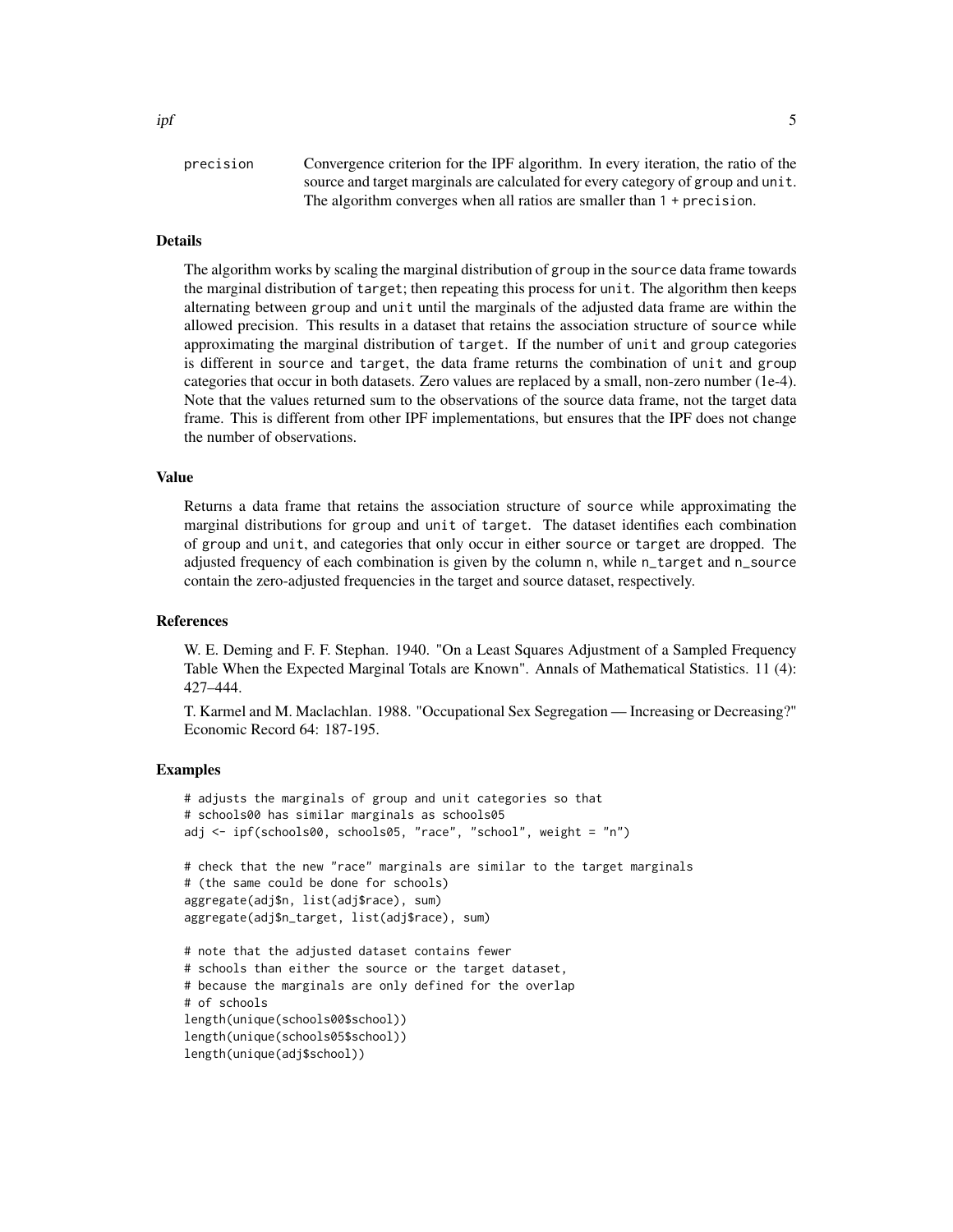precision Convergence criterion for the IPF algorithm. In every iteration, the ratio of the source and target marginals are calculated for every category of group and unit. The algorithm converges when all ratios are smaller than 1 + precision.

### Details

The algorithm works by scaling the marginal distribution of group in the source data frame towards the marginal distribution of target; then repeating this process for unit. The algorithm then keeps alternating between group and unit until the marginals of the adjusted data frame are within the allowed precision. This results in a dataset that retains the association structure of source while approximating the marginal distribution of target. If the number of unit and group categories is different in source and target, the data frame returns the combination of unit and group categories that occur in both datasets. Zero values are replaced by a small, non-zero number (1e-4). Note that the values returned sum to the observations of the source data frame, not the target data frame. This is different from other IPF implementations, but ensures that the IPF does not change the number of observations.

### Value

Returns a data frame that retains the association structure of source while approximating the marginal distributions for group and unit of target. The dataset identifies each combination of group and unit, and categories that only occur in either source or target are dropped. The adjusted frequency of each combination is given by the column n, while n_target and n_source contain the zero-adjusted frequencies in the target and source dataset, respectively.

### References

W. E. Deming and F. F. Stephan. 1940. "On a Least Squares Adjustment of a Sampled Frequency Table When the Expected Marginal Totals are Known". Annals of Mathematical Statistics. 11 (4): 427–444.

T. Karmel and M. Maclachlan. 1988. "Occupational Sex Segregation — Increasing or Decreasing?" Economic Record 64: 187-195.

### Examples

```
# adjusts the marginals of group and unit categories so that
# schools00 has similar marginals as schools05
adj <- ipf(schools00, schools05, "race", "school", weight = "n")

# check that the new "race" marginals are similar to the target marginals
# (the same could be done for schools)
aggregate(adj$n, list(adj$race), sum)
aggregate(adj$n_target, list(adj$race), sum)

# note that the adjusted dataset contains fewer
# schools than either the source or the target dataset,
# because the marginals are only defined for the overlap
# of schools
length(unique(schools00$school))
length(unique(schools05$school))
length(unique(adj$school))
```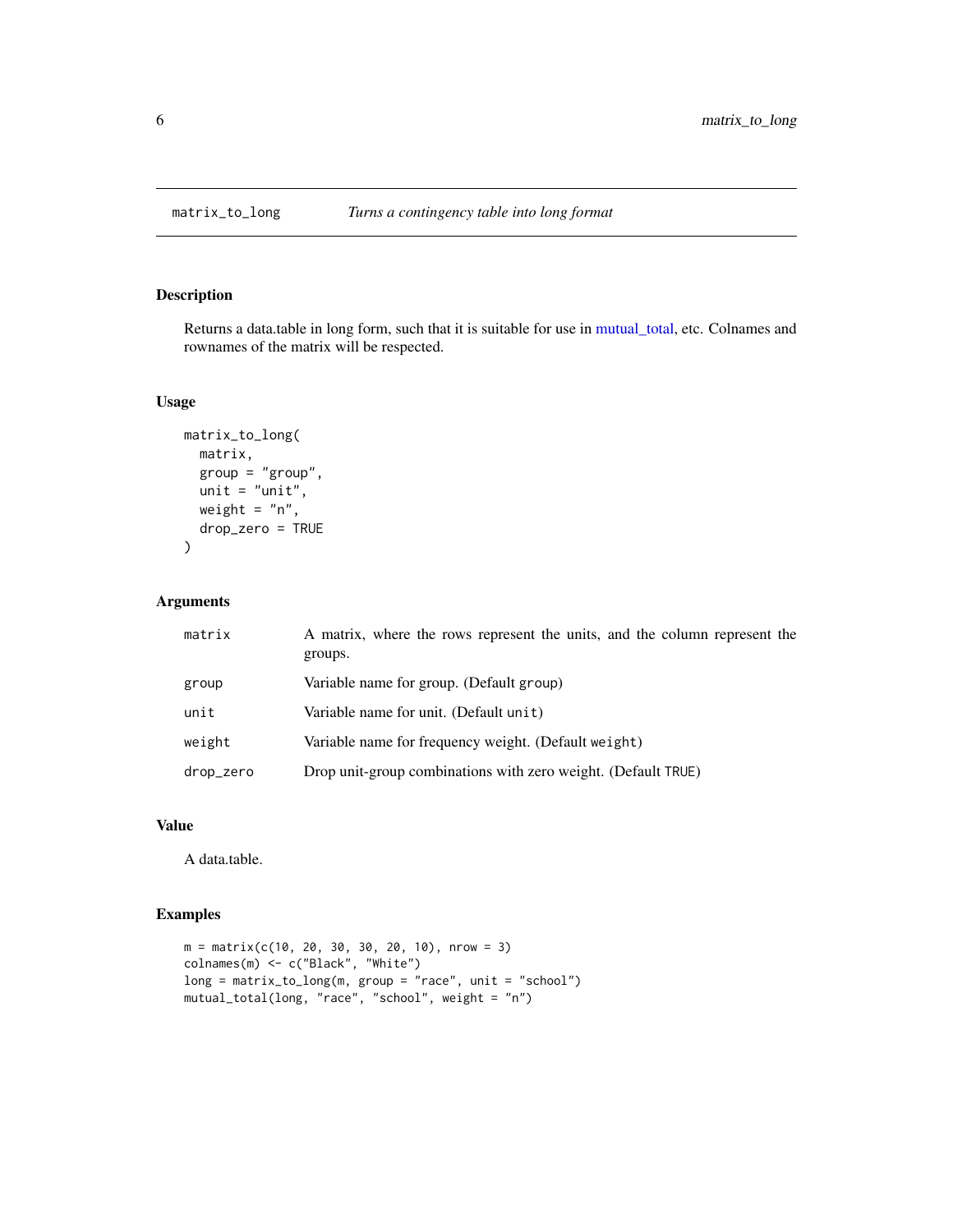# matrix_to_long — *Turns a contingency table into long format*

## Description

Returns a data.table in long form, such that it is suitable for use in mutual_total, etc. Colnames and rownames of the matrix will be respected.

## Usage

```
matrix_to_long(
  matrix,
  group = "group",
  unit = "unit",
  weight = "n",
  drop_zero = TRUE
)
```

## Arguments

| | |
|---|---|
| `matrix` | A matrix, where the rows represent the units, and the column represent the groups. |
| `group` | Variable name for group. (Default `group`) |
| `unit` | Variable name for unit. (Default `unit`) |
| `weight` | Variable name for frequency weight. (Default `weight`) |
| `drop_zero` | Drop unit-group combinations with zero weight. (Default `TRUE`) |

## Value

A data.table.

## Examples

```
m = matrix(c(10, 20, 30, 30, 20, 10), nrow = 3)
colnames(m) <- c("Black", "White")
long = matrix_to_long(m, group = "race", unit = "school")
mutual_total(long, "race", "school", weight = "n")
```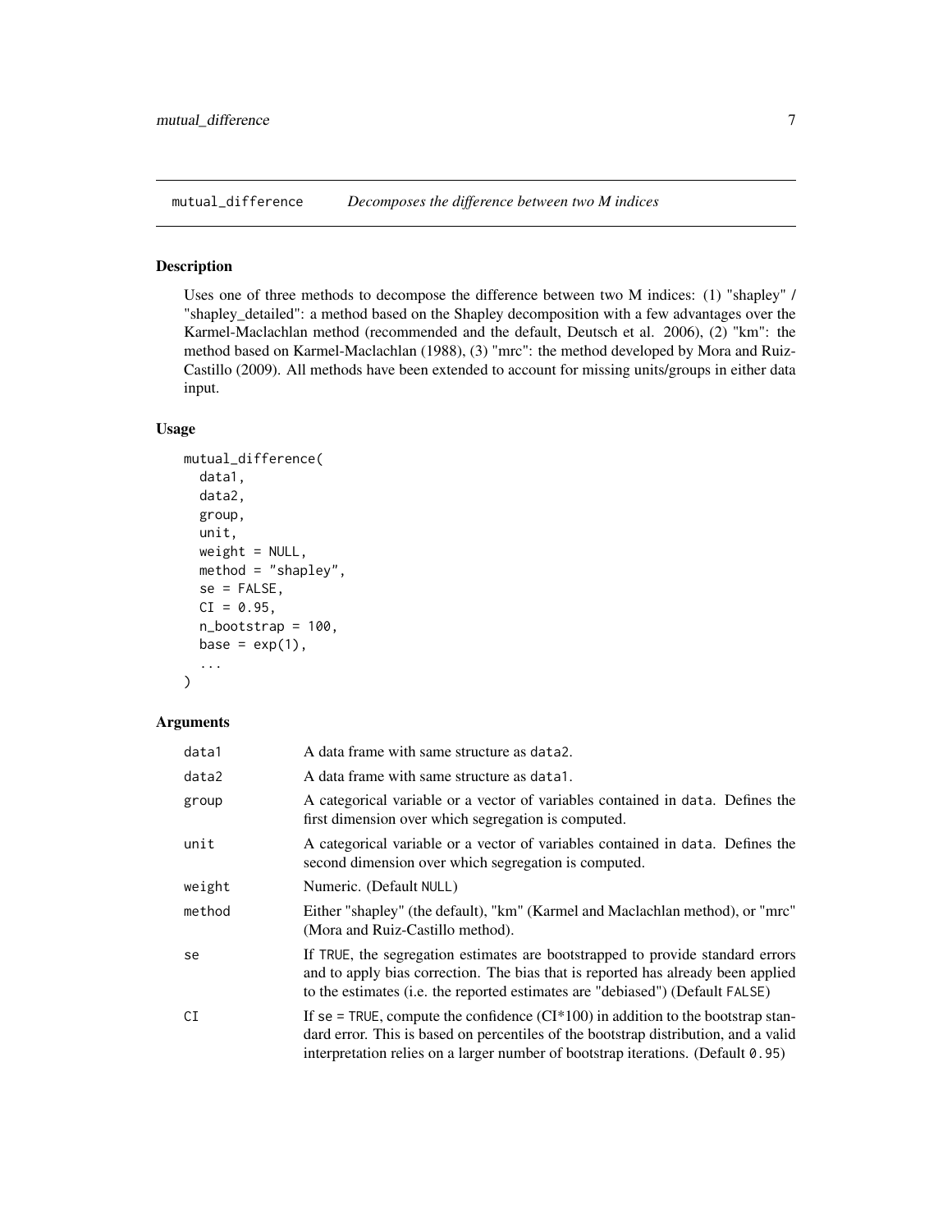## mutual_difference — *Decomposes the difference between two M indices*

### Description

Uses one of three methods to decompose the difference between two M indices: (1) "shapley" / "shapley_detailed": a method based on the Shapley decomposition with a few advantages over the Karmel-Maclachlan method (recommended and the default, Deutsch et al. 2006), (2) "km": the method based on Karmel-Maclachlan (1988), (3) "mrc": the method developed by Mora and Ruiz-Castillo (2009). All methods have been extended to account for missing units/groups in either data input.

### Usage

```
mutual_difference(
  data1,
  data2,
  group,
  unit,
  weight = NULL,
  method = "shapley",
  se = FALSE,
  CI = 0.95,
  n_bootstrap = 100,
  base = exp(1),
  ...
)
```

### Arguments

| | |
|---|---|
| `data1` | A data frame with same structure as `data2`. |
| `data2` | A data frame with same structure as `data1`. |
| `group` | A categorical variable or a vector of variables contained in `data`. Defines the first dimension over which segregation is computed. |
| `unit` | A categorical variable or a vector of variables contained in `data`. Defines the second dimension over which segregation is computed. |
| `weight` | Numeric. (Default `NULL`) |
| `method` | Either "shapley" (the default), "km" (Karmel and Maclachlan method), or "mrc" (Mora and Ruiz-Castillo method). |
| `se` | If `TRUE`, the segregation estimates are bootstrapped to provide standard errors and to apply bias correction. The bias that is reported has already been applied to the estimates (i.e. the reported estimates are "debiased") (Default `FALSE`) |
| `CI` | If `se = TRUE`, compute the confidence (CI*100) in addition to the bootstrap standard error. This is based on percentiles of the bootstrap distribution, and a valid interpretation relies on a larger number of bootstrap iterations. (Default `0.95`) |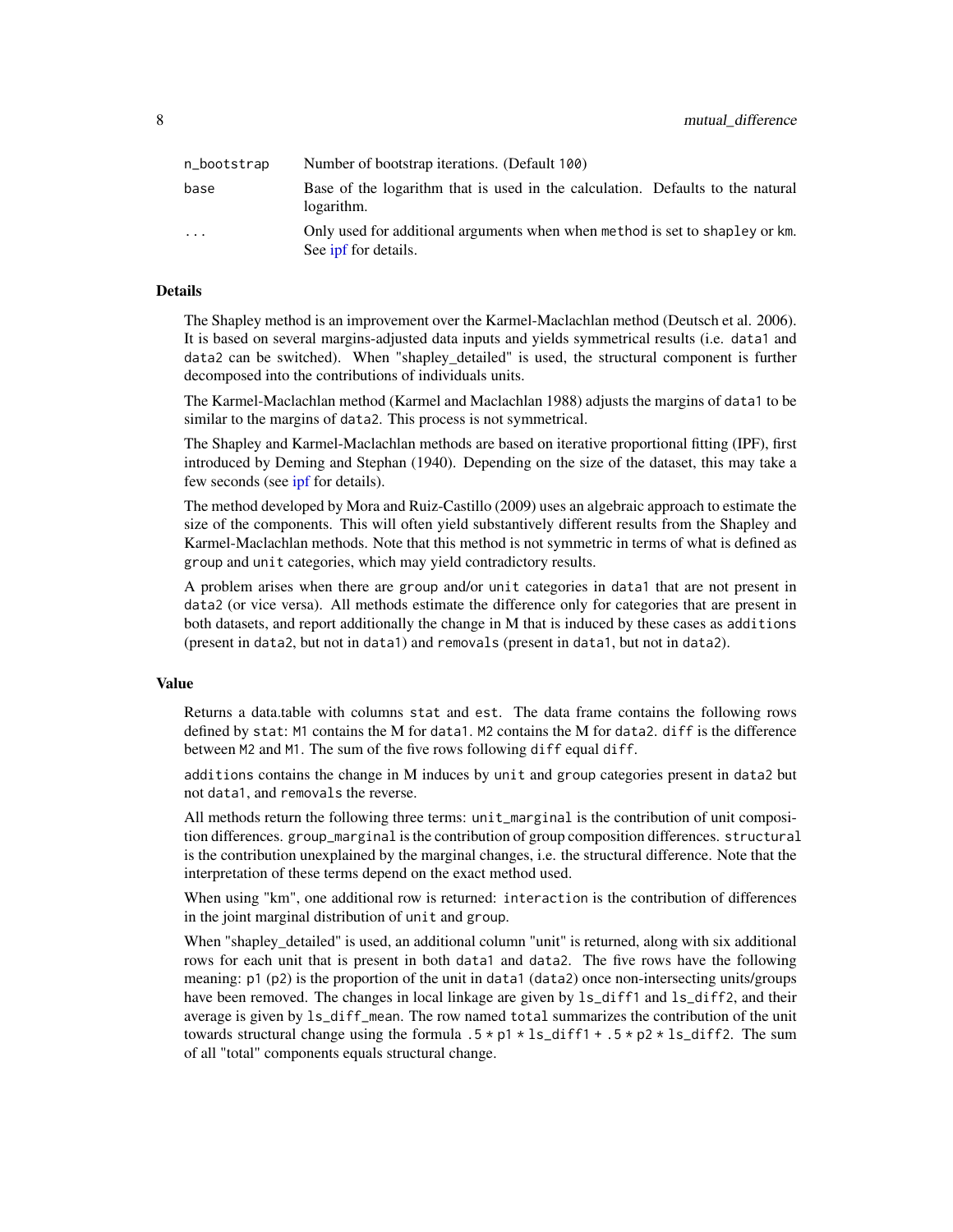| | |
|---|---|
| n_bootstrap | Number of bootstrap iterations. (Default 100) |
| base | Base of the logarithm that is used in the calculation. Defaults to the natural logarithm. |
| ... | Only used for additional arguments when when method is set to shapley or km. See ipf for details. |

### Details

The Shapley method is an improvement over the Karmel-Maclachlan method (Deutsch et al. 2006). It is based on several margins-adjusted data inputs and yields symmetrical results (i.e. data1 and data2 can be switched). When "shapley_detailed" is used, the structural component is further decomposed into the contributions of individuals units.

The Karmel-Maclachlan method (Karmel and Maclachlan 1988) adjusts the margins of data1 to be similar to the margins of data2. This process is not symmetrical.

The Shapley and Karmel-Maclachlan methods are based on iterative proportional fitting (IPF), first introduced by Deming and Stephan (1940). Depending on the size of the dataset, this may take a few seconds (see ipf for details).

The method developed by Mora and Ruiz-Castillo (2009) uses an algebraic approach to estimate the size of the components. This will often yield substantively different results from the Shapley and Karmel-Maclachlan methods. Note that this method is not symmetric in terms of what is defined as group and unit categories, which may yield contradictory results.

A problem arises when there are group and/or unit categories in data1 that are not present in data2 (or vice versa). All methods estimate the difference only for categories that are present in both datasets, and report additionally the change in M that is induced by these cases as additions (present in data2, but not in data1) and removals (present in data1, but not in data2).

### Value

Returns a data.table with columns stat and est. The data frame contains the following rows defined by stat: M1 contains the M for data1. M2 contains the M for data2. diff is the difference between M2 and M1. The sum of the five rows following diff equal diff.

additions contains the change in M induces by unit and group categories present in data2 but not data1, and removals the reverse.

All methods return the following three terms: unit_marginal is the contribution of unit composition differences. group_marginal is the contribution of group composition differences. structural is the contribution unexplained by the marginal changes, i.e. the structural difference. Note that the interpretation of these terms depend on the exact method used.

When using "km", one additional row is returned: interaction is the contribution of differences in the joint marginal distribution of unit and group.

When "shapley_detailed" is used, an additional column "unit" is returned, along with six additional rows for each unit that is present in both data1 and data2. The five rows have the following meaning: p1 (p2) is the proportion of the unit in data1 (data2) once non-intersecting units/groups have been removed. The changes in local linkage are given by ls_diff1 and ls_diff2, and their average is given by ls_diff_mean. The row named total summarizes the contribution of the unit towards structural change using the formula .5 * p1 * ls_diff1 + .5 * p2 * ls_diff2. The sum of all "total" components equals structural change.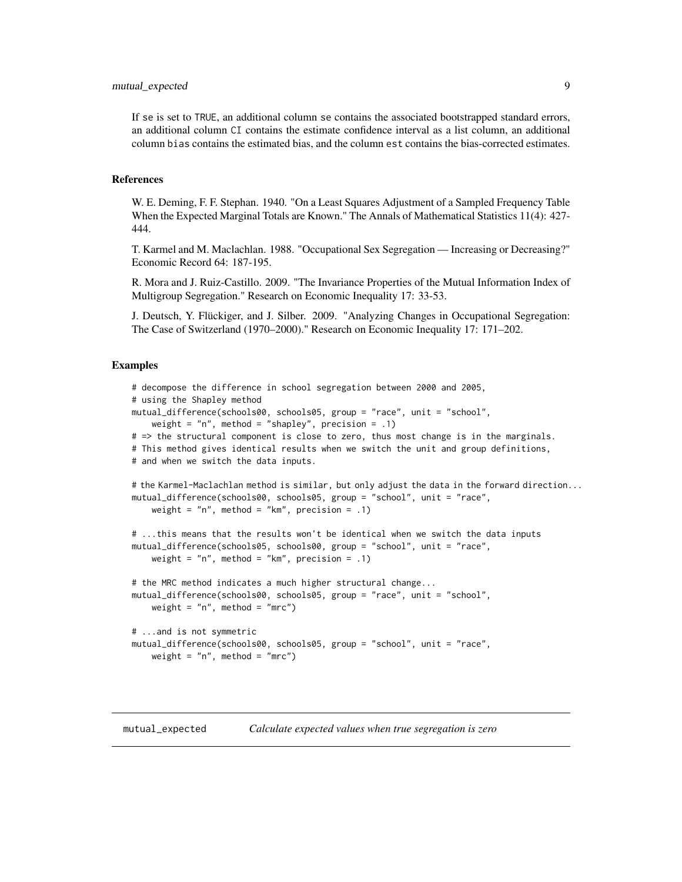If se is set to TRUE, an additional column se contains the associated bootstrapped standard errors, an additional column CI contains the estimate confidence interval as a list column, an additional column bias contains the estimated bias, and the column est contains the bias-corrected estimates.

### References

W. E. Deming, F. F. Stephan. 1940. "On a Least Squares Adjustment of a Sampled Frequency Table When the Expected Marginal Totals are Known." The Annals of Mathematical Statistics 11(4): 427-444.

T. Karmel and M. Maclachlan. 1988. "Occupational Sex Segregation — Increasing or Decreasing?" Economic Record 64: 187-195.

R. Mora and J. Ruiz-Castillo. 2009. "The Invariance Properties of the Mutual Information Index of Multigroup Segregation." Research on Economic Inequality 17: 33-53.

J. Deutsch, Y. Flückiger, and J. Silber. 2009. "Analyzing Changes in Occupational Segregation: The Case of Switzerland (1970–2000)." Research on Economic Inequality 17: 171–202.

### Examples

```
# decompose the difference in school segregation between 2000 and 2005,
# using the Shapley method
mutual_difference(schools00, schools05, group = "race", unit = "school",
    weight = "n", method = "shapley", precision = .1)
# => the structural component is close to zero, thus most change is in the marginals.
# This method gives identical results when we switch the unit and group definitions,
# and when we switch the data inputs.

# the Karmel-Maclachlan method is similar, but only adjust the data in the forward direction...
mutual_difference(schools00, schools05, group = "school", unit = "race",
    weight = "n", method = "km", precision = .1)

# ...this means that the results won't be identical when we switch the data inputs
mutual_difference(schools05, schools00, group = "school", unit = "race",
    weight = "n", method = "km", precision = .1)

# the MRC method indicates a much higher structural change...
mutual_difference(schools00, schools05, group = "race", unit = "school",
    weight = "n", method = "mrc")

# ...and is not symmetric
mutual_difference(schools00, schools05, group = "school", unit = "race",
    weight = "n", method = "mrc")
```

## mutual_expected    *Calculate expected values when true segregation is zero*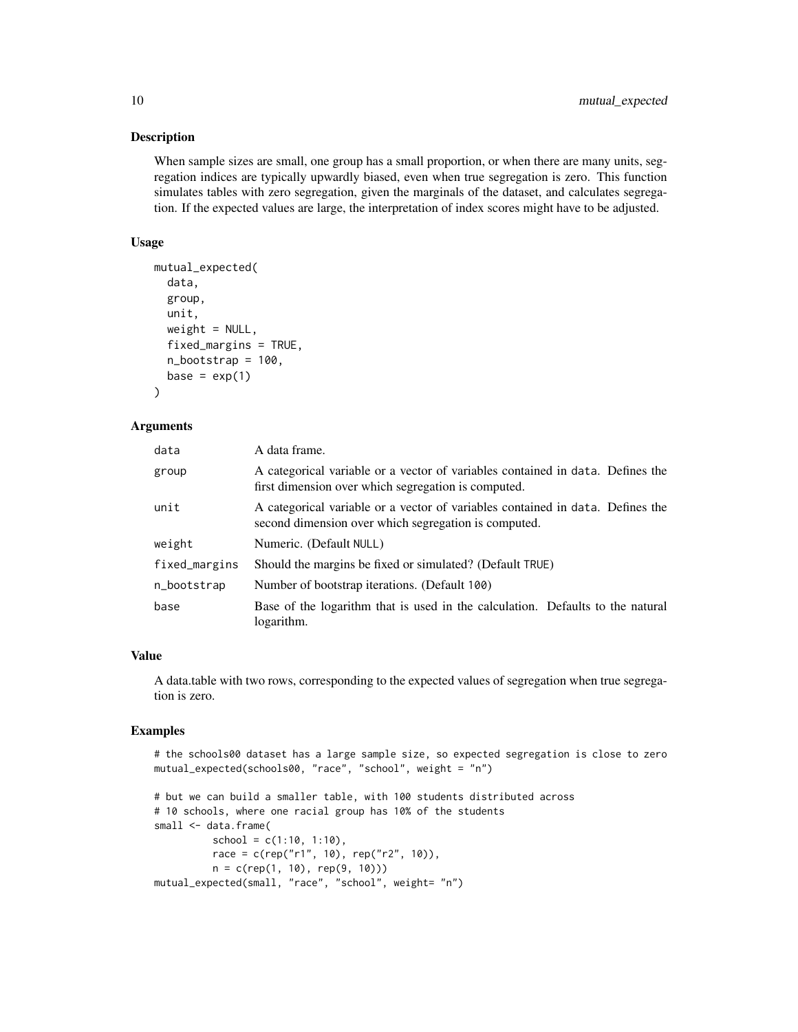## Description

When sample sizes are small, one group has a small proportion, or when there are many units, segregation indices are typically upwardly biased, even when true segregation is zero. This function simulates tables with zero segregation, given the marginals of the dataset, and calculates segregation. If the expected values are large, the interpretation of index scores might have to be adjusted.

## Usage

```
mutual_expected(
  data,
  group,
  unit,
  weight = NULL,
  fixed_margins = TRUE,
  n_bootstrap = 100,
  base = exp(1)
)
```

## Arguments

| | |
|---|---|
| `data` | A data frame. |
| `group` | A categorical variable or a vector of variables contained in `data`. Defines the first dimension over which segregation is computed. |
| `unit` | A categorical variable or a vector of variables contained in `data`. Defines the second dimension over which segregation is computed. |
| `weight` | Numeric. (Default `NULL`) |
| `fixed_margins` | Should the margins be fixed or simulated? (Default `TRUE`) |
| `n_bootstrap` | Number of bootstrap iterations. (Default `100`) |
| `base` | Base of the logarithm that is used in the calculation. Defaults to the natural logarithm. |

## Value

A data.table with two rows, corresponding to the expected values of segregation when true segregation is zero.

## Examples

```
# the schools00 dataset has a large sample size, so expected segregation is close to zero
mutual_expected(schools00, "race", "school", weight = "n")

# but we can build a smaller table, with 100 students distributed across
# 10 schools, where one racial group has 10% of the students
small <- data.frame(
         school = c(1:10, 1:10),
         race = c(rep("r1", 10), rep("r2", 10)),
         n = c(rep(1, 10), rep(9, 10)))
mutual_expected(small, "race", "school", weight= "n")
```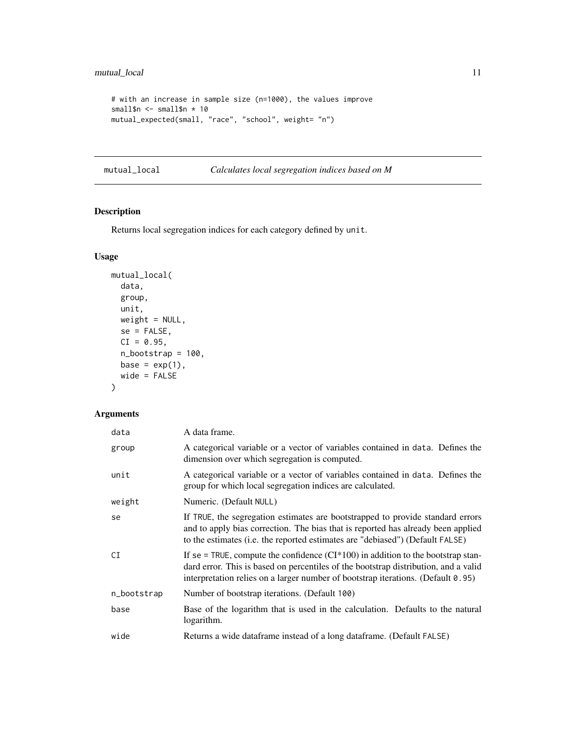```
# with an increase in sample size (n=1000), the values improve
small$n <- small$n * 10
mutual_expected(small, "race", "school", weight= "n")
```

## mutual_local *Calculates local segregation indices based on M*

### Description

Returns local segregation indices for each category defined by `unit`.

### Usage

```
mutual_local(
  data,
  group,
  unit,
  weight = NULL,
  se = FALSE,
  CI = 0.95,
  n_bootstrap = 100,
  base = exp(1),
  wide = FALSE
)
```

### Arguments

| | |
|---|---|
| `data` | A data frame. |
| `group` | A categorical variable or a vector of variables contained in `data`. Defines the dimension over which segregation is computed. |
| `unit` | A categorical variable or a vector of variables contained in `data`. Defines the group for which local segregation indices are calculated. |
| `weight` | Numeric. (Default `NULL`) |
| `se` | If `TRUE`, the segregation estimates are bootstrapped to provide standard errors and to apply bias correction. The bias that is reported has already been applied to the estimates (i.e. the reported estimates are "debiased") (Default `FALSE`) |
| `CI` | If `se = TRUE`, compute the confidence (CI*100) in addition to the bootstrap standard error. This is based on percentiles of the bootstrap distribution, and a valid interpretation relies on a larger number of bootstrap iterations. (Default `0.95`) |
| `n_bootstrap` | Number of bootstrap iterations. (Default `100`) |
| `base` | Base of the logarithm that is used in the calculation. Defaults to the natural logarithm. |
| `wide` | Returns a wide dataframe instead of a long dataframe. (Default `FALSE`) |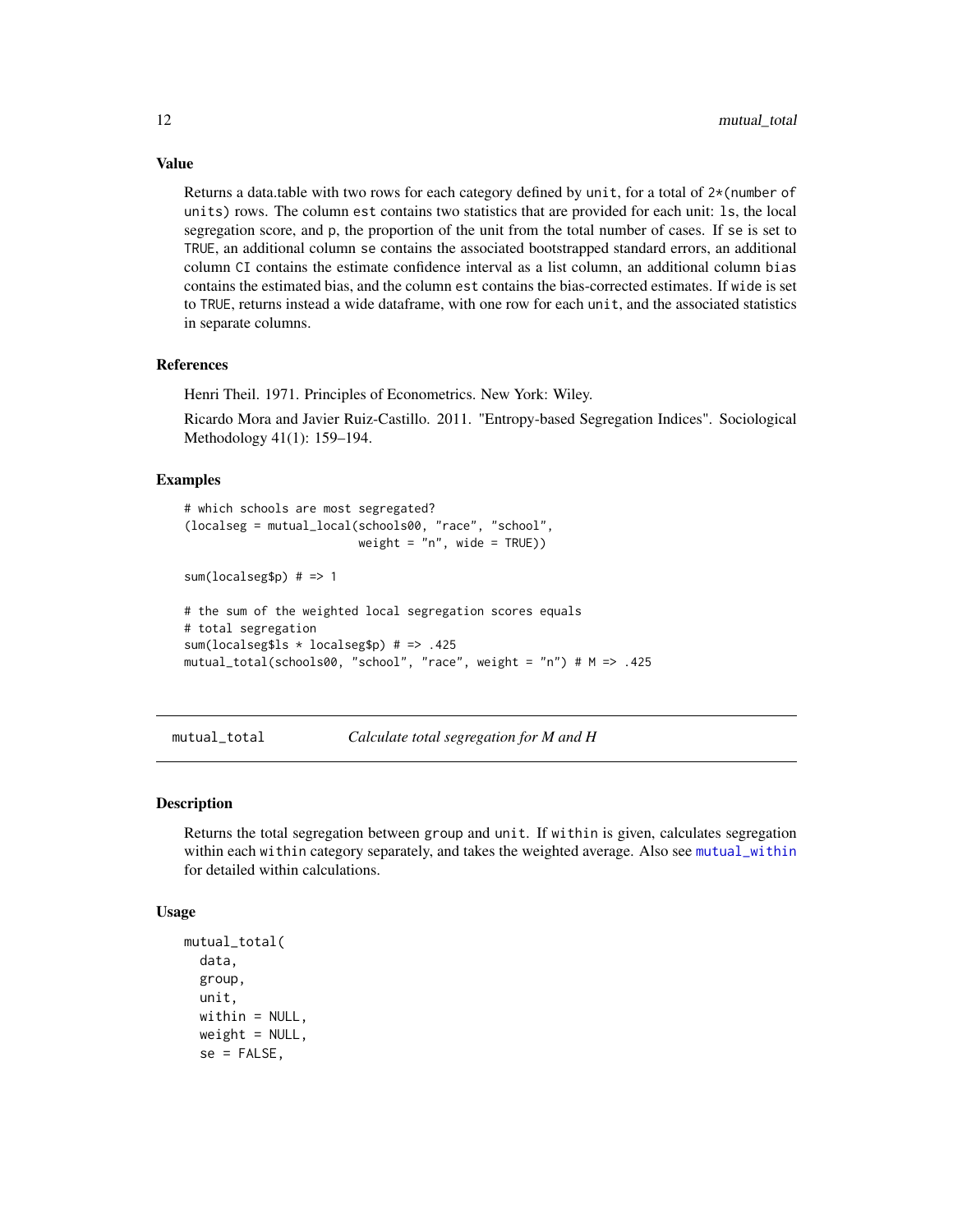## Value

Returns a data.table with two rows for each category defined by `unit`, for a total of `2*(number of units)` rows. The column `est` contains two statistics that are provided for each unit: `ls`, the local segregation score, and `p`, the proportion of the unit from the total number of cases. If `se` is set to `TRUE`, an additional column `se` contains the associated bootstrapped standard errors, an additional column `CI` contains the estimate confidence interval as a list column, an additional column `bias` contains the estimated bias, and the column `est` contains the bias-corrected estimates. If `wide` is set to `TRUE`, returns instead a wide dataframe, with one row for each `unit`, and the associated statistics in separate columns.

## References

Henri Theil. 1971. Principles of Econometrics. New York: Wiley.

Ricardo Mora and Javier Ruiz-Castillo. 2011. "Entropy-based Segregation Indices". Sociological Methodology 41(1): 159–194.

## Examples

```
# which schools are most segregated?
(localseg = mutual_local(schools00, "race", "school",
                         weight = "n", wide = TRUE))

sum(localseg$p) # => 1

# the sum of the weighted local segregation scores equals
# total segregation
sum(localseg$ls * localseg$p) # => .425
mutual_total(schools00, "school", "race", weight = "n") # M => .425
```

---

# mutual_total — *Calculate total segregation for M and H*

## Description

Returns the total segregation between `group` and `unit`. If `within` is given, calculates segregation within each `within` category separately, and takes the weighted average. Also see `mutual_within` for detailed within calculations.

## Usage

```
mutual_total(
  data,
  group,
  unit,
  within = NULL,
  weight = NULL,
  se = FALSE,
```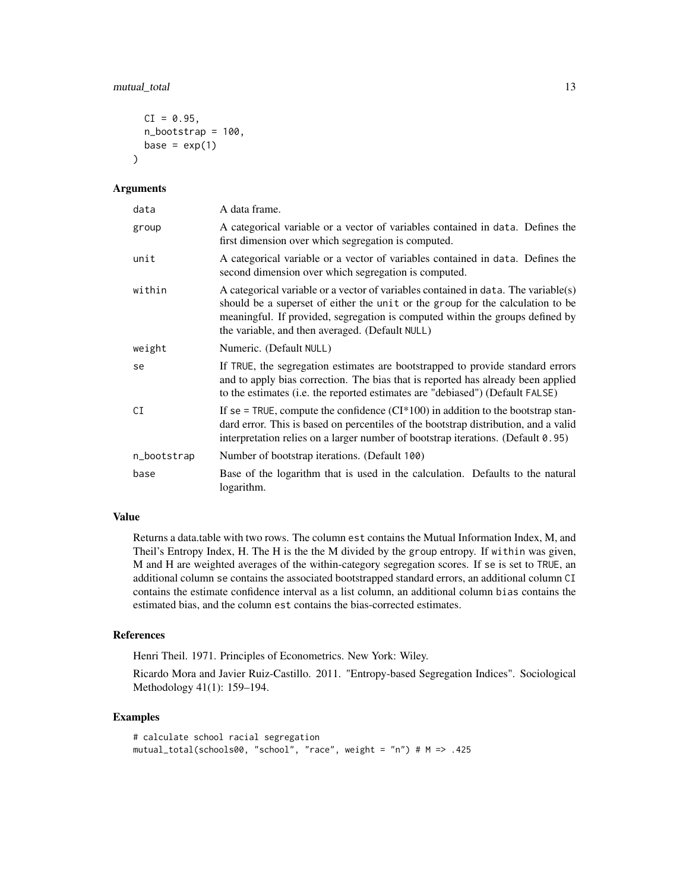```
  CI = 0.95,
  n_bootstrap = 100,
  base = exp(1)
)
```

### Arguments

| | |
|---|---|
| data | A data frame. |
| group | A categorical variable or a vector of variables contained in data. Defines the first dimension over which segregation is computed. |
| unit | A categorical variable or a vector of variables contained in data. Defines the second dimension over which segregation is computed. |
| within | A categorical variable or a vector of variables contained in data. The variable(s) should be a superset of either the unit or the group for the calculation to be meaningful. If provided, segregation is computed within the groups defined by the variable, and then averaged. (Default NULL) |
| weight | Numeric. (Default NULL) |
| se | If TRUE, the segregation estimates are bootstrapped to provide standard errors and to apply bias correction. The bias that is reported has already been applied to the estimates (i.e. the reported estimates are "debiased") (Default FALSE) |
| CI | If se = TRUE, compute the confidence (CI*100) in addition to the bootstrap standard error. This is based on percentiles of the bootstrap distribution, and a valid interpretation relies on a larger number of bootstrap iterations. (Default 0.95) |
| n_bootstrap | Number of bootstrap iterations. (Default 100) |
| base | Base of the logarithm that is used in the calculation. Defaults to the natural logarithm. |

### Value

Returns a data.table with two rows. The column est contains the Mutual Information Index, M, and Theil's Entropy Index, H. The H is the the M divided by the group entropy. If within was given, M and H are weighted averages of the within-category segregation scores. If se is set to TRUE, an additional column se contains the associated bootstrapped standard errors, an additional column CI contains the estimate confidence interval as a list column, an additional column bias contains the estimated bias, and the column est contains the bias-corrected estimates.

### References

Henri Theil. 1971. Principles of Econometrics. New York: Wiley.

Ricardo Mora and Javier Ruiz-Castillo. 2011. "Entropy-based Segregation Indices". Sociological Methodology 41(1): 159–194.

### Examples

```
# calculate school racial segregation
mutual_total(schools00, "school", "race", weight = "n") # M => .425
```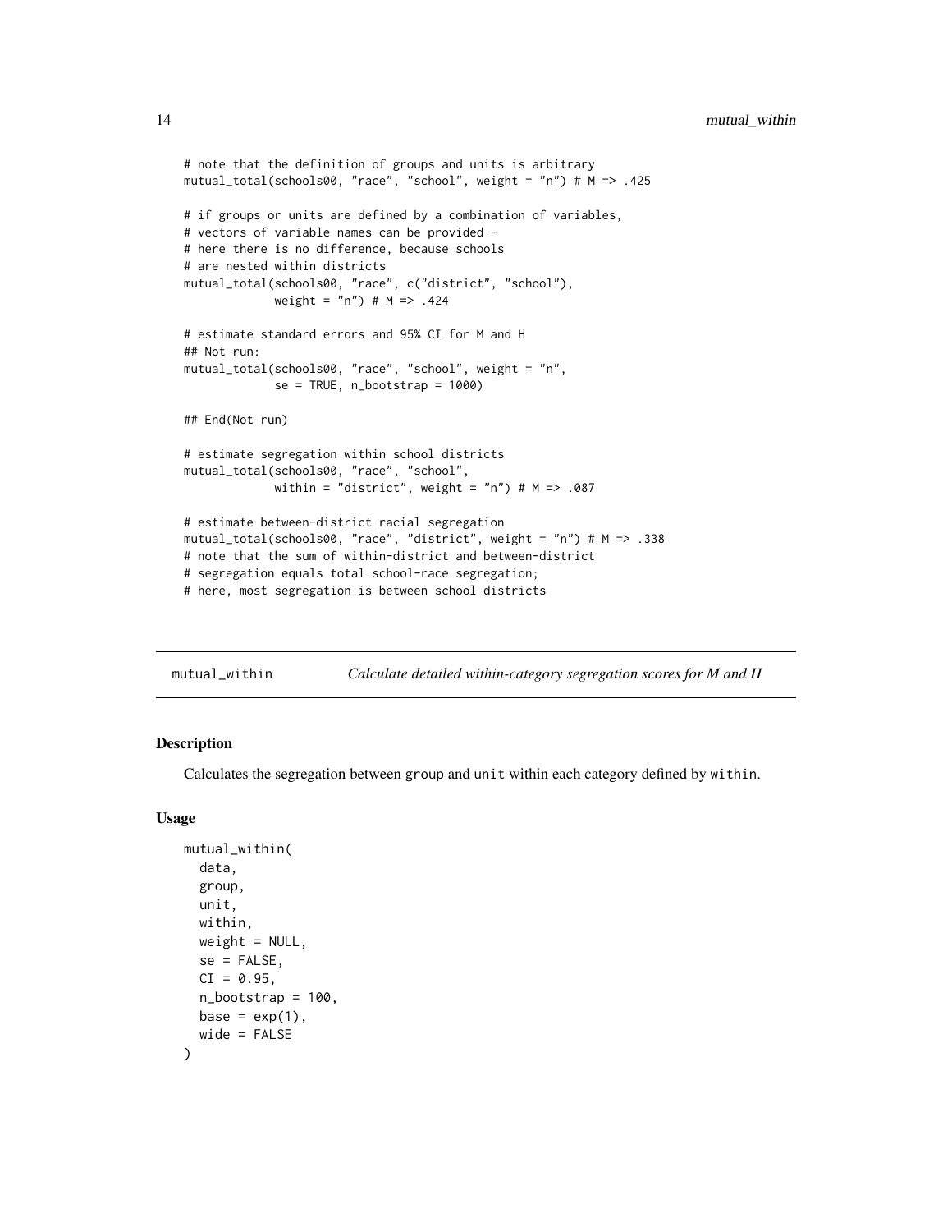```
# note that the definition of groups and units is arbitrary
mutual_total(schools00, "race", "school", weight = "n") # M => .425

# if groups or units are defined by a combination of variables,
# vectors of variable names can be provided -
# here there is no difference, because schools
# are nested within districts
mutual_total(schools00, "race", c("district", "school"),
             weight = "n") # M => .424

# estimate standard errors and 95% CI for M and H
## Not run:
mutual_total(schools00, "race", "school", weight = "n",
             se = TRUE, n_bootstrap = 1000)

## End(Not run)

# estimate segregation within school districts
mutual_total(schools00, "race", "school",
             within = "district", weight = "n") # M => .087

# estimate between-district racial segregation
mutual_total(schools00, "race", "district", weight = "n") # M => .338
# note that the sum of within-district and between-district
# segregation equals total school-race segregation;
# here, most segregation is between school districts
```

## mutual_within — *Calculate detailed within-category segregation scores for M and H*

### Description

Calculates the segregation between group and unit within each category defined by within.

### Usage

```
mutual_within(
  data,
  group,
  unit,
  within,
  weight = NULL,
  se = FALSE,
  CI = 0.95,
  n_bootstrap = 100,
  base = exp(1),
  wide = FALSE
)
```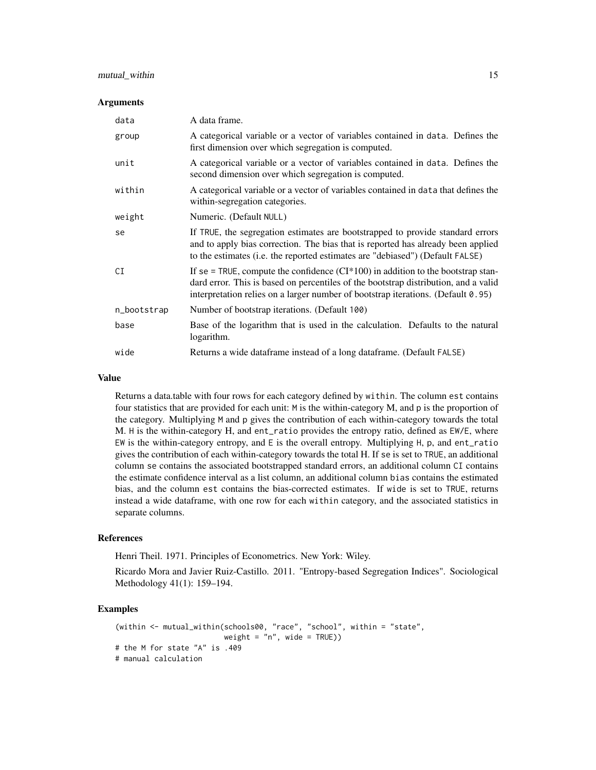### Arguments

| | |
|---|---|
| data | A data frame. |
| group | A categorical variable or a vector of variables contained in data. Defines the first dimension over which segregation is computed. |
| unit | A categorical variable or a vector of variables contained in data. Defines the second dimension over which segregation is computed. |
| within | A categorical variable or a vector of variables contained in data that defines the within-segregation categories. |
| weight | Numeric. (Default NULL) |
| se | If TRUE, the segregation estimates are bootstrapped to provide standard errors and to apply bias correction. The bias that is reported has already been applied to the estimates (i.e. the reported estimates are "debiased") (Default FALSE) |
| CI | If se = TRUE, compute the confidence (CI*100) in addition to the bootstrap standard error. This is based on percentiles of the bootstrap distribution, and a valid interpretation relies on a larger number of bootstrap iterations. (Default 0.95) |
| n_bootstrap | Number of bootstrap iterations. (Default 100) |
| base | Base of the logarithm that is used in the calculation. Defaults to the natural logarithm. |
| wide | Returns a wide dataframe instead of a long dataframe. (Default FALSE) |

### Value

Returns a data.table with four rows for each category defined by within. The column est contains four statistics that are provided for each unit: M is the within-category M, and p is the proportion of the category. Multiplying M and p gives the contribution of each within-category towards the total M. H is the within-category H, and ent_ratio provides the entropy ratio, defined as EW/E, where EW is the within-category entropy, and E is the overall entropy. Multiplying H, p, and ent_ratio gives the contribution of each within-category towards the total H. If se is set to TRUE, an additional column se contains the associated bootstrapped standard errors, an additional column CI contains the estimate confidence interval as a list column, an additional column bias contains the estimated bias, and the column est contains the bias-corrected estimates. If wide is set to TRUE, returns instead a wide dataframe, with one row for each within category, and the associated statistics in separate columns.

### References

Henri Theil. 1971. Principles of Econometrics. New York: Wiley.

Ricardo Mora and Javier Ruiz-Castillo. 2011. "Entropy-based Segregation Indices". Sociological Methodology 41(1): 159–194.

### Examples

```
(within <- mutual_within(schools00, "race", "school", within = "state",
                         weight = "n", wide = TRUE))
# the M for state "A" is .409
# manual calculation
```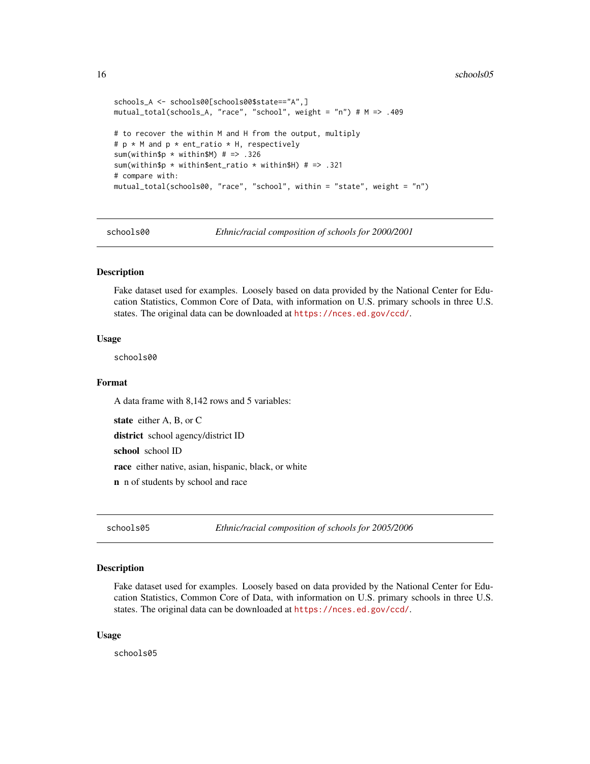```
schools_A <- schools00[schools00$state=="A",]
mutual_total(schools_A, "race", "school", weight = "n") # M => .409

# to recover the within M and H from the output, multiply
# p * M and p * ent_ratio * H, respectively
sum(within$p * within$M) # => .326
sum(within$p * within$ent_ratio * within$H) # => .321
# compare with:
mutual_total(schools00, "race", "school", within = "state", weight = "n")
```

## schools00 — *Ethnic/racial composition of schools for 2000/2001*

### Description

Fake dataset used for examples. Loosely based on data provided by the National Center for Education Statistics, Common Core of Data, with information on U.S. primary schools in three U.S. states. The original data can be downloaded at https://nces.ed.gov/ccd/.

### Usage

```
schools00
```

### Format

A data frame with 8,142 rows and 5 variables:

**state** either A, B, or C

**district** school agency/district ID

**school** school ID

**race** either native, asian, hispanic, black, or white

**n** n of students by school and race

## schools05 — *Ethnic/racial composition of schools for 2005/2006*

### Description

Fake dataset used for examples. Loosely based on data provided by the National Center for Education Statistics, Common Core of Data, with information on U.S. primary schools in three U.S. states. The original data can be downloaded at https://nces.ed.gov/ccd/.

### Usage

```
schools05
```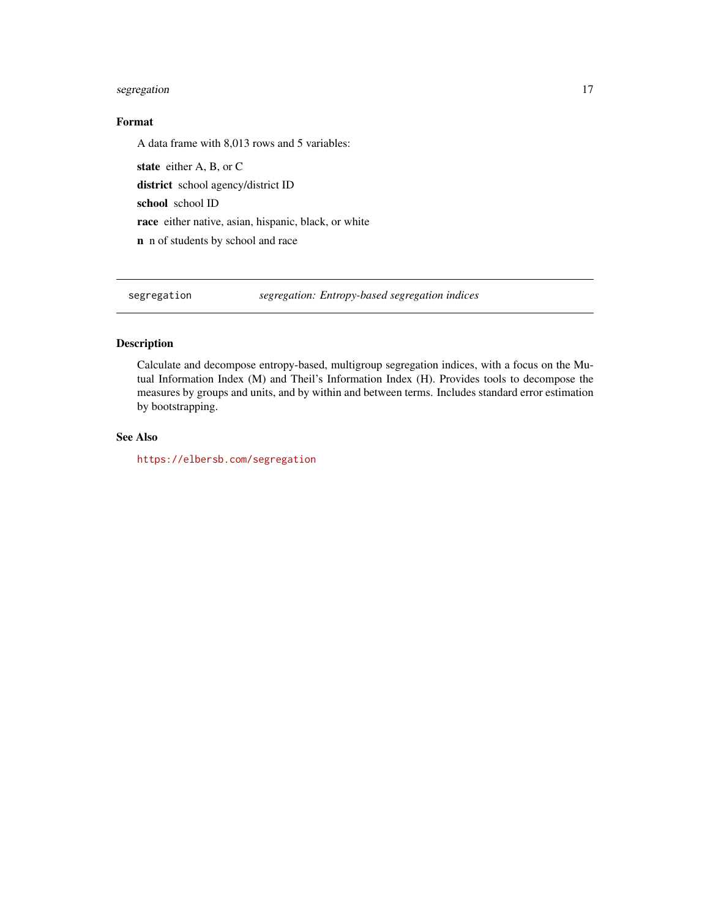### Format

A data frame with 8,013 rows and 5 variables:

**state** either A, B, or C

**district** school agency/district ID

**school** school ID

**race** either native, asian, hispanic, black, or white

**n** n of students by school and race

---

## segregation *segregation: Entropy-based segregation indices*

---

### Description

Calculate and decompose entropy-based, multigroup segregation indices, with a focus on the Mutual Information Index (M) and Theil's Information Index (H). Provides tools to decompose the measures by groups and units, and by within and between terms. Includes standard error estimation by bootstrapping.

### See Also

https://elbersb.com/segregation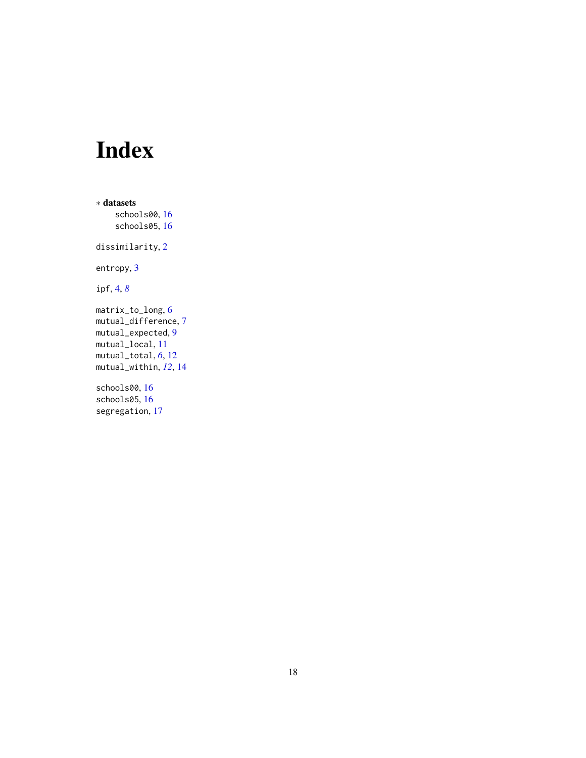# Index

∗ **datasets**
    schools00, 16
    schools05, 16

dissimilarity, 2

entropy, 3

ipf, 4, *8*

matrix_to_long, 6
mutual_difference, 7
mutual_expected, 9
mutual_local, 11
mutual_total, *6*, 12
mutual_within, *12*, 14

schools00, 16
schools05, 16
segregation, 17